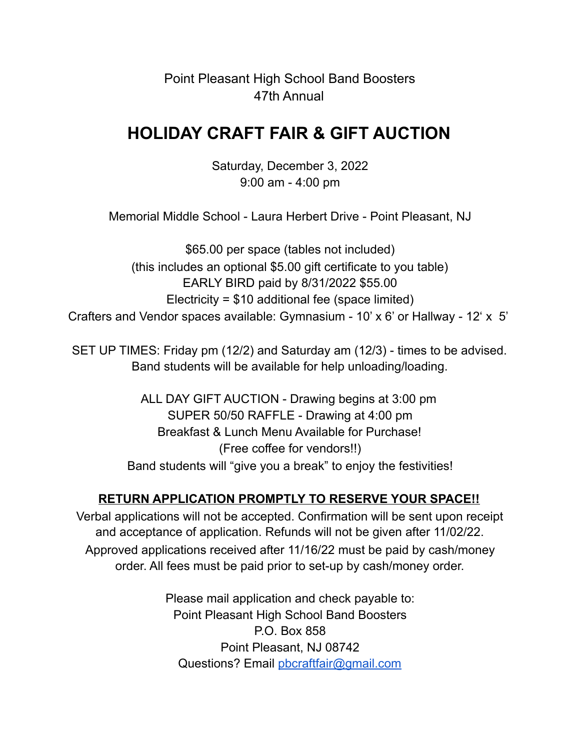Point Pleasant High School Band Boosters
47th Annual

# HOLIDAY CRAFT FAIR & GIFT AUCTION

Saturday, December 3, 2022
9:00 am - 4:00 pm

Memorial Middle School - Laura Herbert Drive - Point Pleasant, NJ

$65.00 per space (tables not included)
(this includes an optional $5.00 gift certificate to you table)
EARLY BIRD paid by 8/31/2022 $55.00
Electricity = $10 additional fee (space limited)
Crafters and Vendor spaces available: Gymnasium - 10' x 6' or Hallway - 12' x 5'

SET UP TIMES: Friday pm (12/2) and Saturday am (12/3) - times to be advised.
Band students will be available for help unloading/loading.

ALL DAY GIFT AUCTION - Drawing begins at 3:00 pm
SUPER 50/50 RAFFLE - Drawing at 4:00 pm
Breakfast & Lunch Menu Available for Purchase!
(Free coffee for vendors!!)
Band students will "give you a break" to enjoy the festivities!

**RETURN APPLICATION PROMPTLY TO RESERVE YOUR SPACE!!**

Verbal applications will not be accepted. Confirmation will be sent upon receipt and acceptance of application. Refunds will not be given after 11/02/22. Approved applications received after 11/16/22 must be paid by cash/money order. All fees must be paid prior to set-up by cash/money order.

Please mail application and check payable to:
Point Pleasant High School Band Boosters
P.O. Box 858
Point Pleasant, NJ 08742
Questions? Email pbcraftfair@gmail.com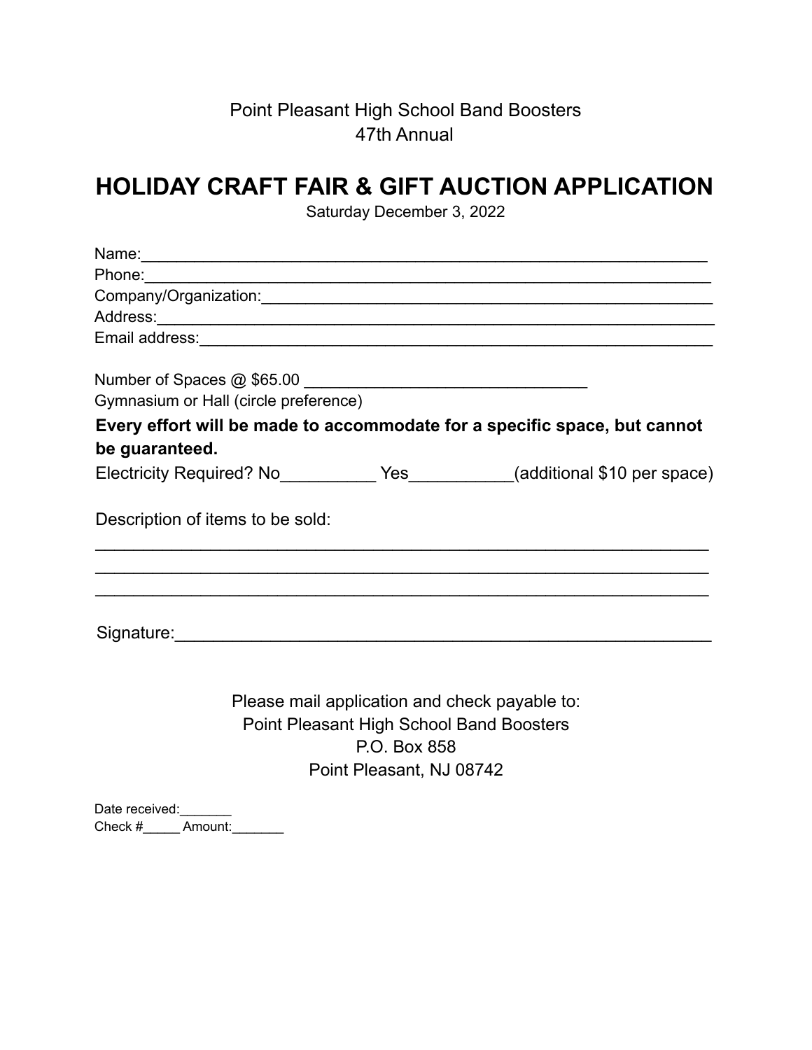Point Pleasant High School Band Boosters
47th Annual

# HOLIDAY CRAFT FAIR & GIFT AUCTION APPLICATION

Saturday December 3, 2022

Name:_______________________________________________________________
Phone:_______________________________________________________________
Company/Organization:_________________________________________________
Address:______________________________________________________________
Email address:_________________________________________________________

Number of Spaces @ $65.00 ________________________________
Gymnasium or Hall (circle preference)

**Every effort will be made to accommodate for a specific space, but cannot be guaranteed.**

Electricity Required? No__________ Yes___________(additional $10 per space)

Description of items to be sold:

_______________________________________________________________________
_______________________________________________________________________
_______________________________________________________________________

Signature:______________________________________________________________

Please mail application and check payable to:
Point Pleasant High School Band Boosters
P.O. Box 858
Point Pleasant, NJ 08742

Date received:_______
Check #_____ Amount:_______